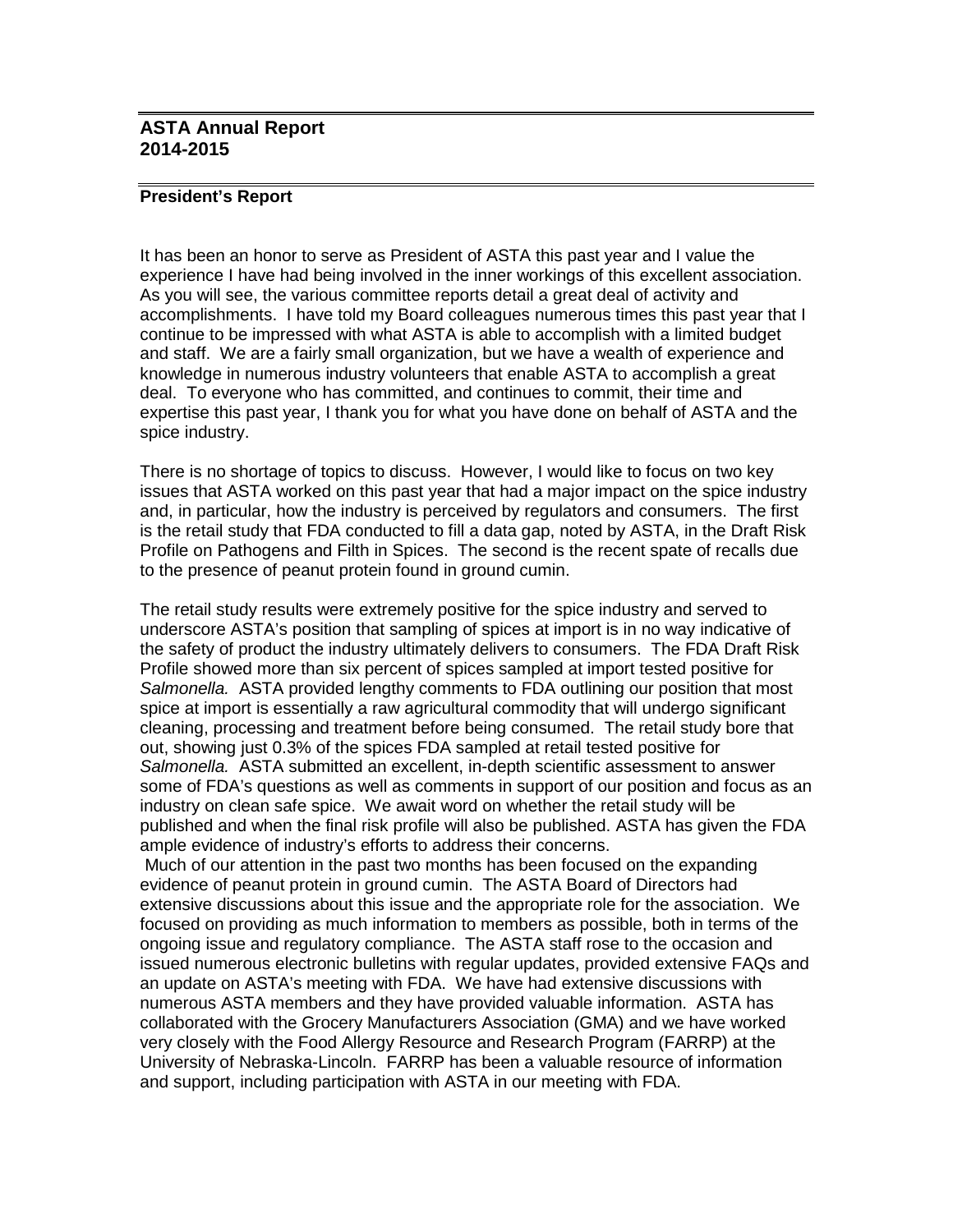## ASTA Annual Report 2014-2015

### President's Report

It has been an honor to serve as President of ASTA this past year and I value the experience I have had being involved in the inner workings of this excellent association. As you will see, the various committee reports detail a great deal of activity and accomplishments. I have told my Board colleagues numerous times this past year that I continue to be impressed with what ASTA is able to accomplish with a limited budget and staff. We are a fairly small organization, but we have a wealth of experience and knowledge in numerous industry volunteers that enable ASTA to accomplish a great deal. To everyone who has committed, and continues to commit, their time and expertise this past year, I thank you for what you have done on behalf of ASTA and the spice industry.

There is no shortage of topics to discuss. However, I would like to focus on two key issues that ASTA worked on this past year that had a major impact on the spice industry and, in particular, how the industry is perceived by regulators and consumers. The first is the retail study that FDA conducted to fill a data gap, noted by ASTA, in the Draft Risk Profile on Pathogens and Filth in Spices. The second is the recent spate of recalls due to the presence of peanut protein found in ground cumin.

The retail study results were extremely positive for the spice industry and served to underscore ASTA's position that sampling of spices at import is in no way indicative of the safety of product the industry ultimately delivers to consumers. The FDA Draft Risk Profile showed more than six percent of spices sampled at import tested positive for *Salmonella.* ASTA provided lengthy comments to FDA outlining our position that most spice at import is essentially a raw agricultural commodity that will undergo significant cleaning, processing and treatment before being consumed. The retail study bore that out, showing just 0.3% of the spices FDA sampled at retail tested positive for *Salmonella.* ASTA submitted an excellent, in-depth scientific assessment to answer some of FDA's questions as well as comments in support of our position and focus as an industry on clean safe spice. We await word on whether the retail study will be published and when the final risk profile will also be published. ASTA has given the FDA ample evidence of industry's efforts to address their concerns.

Much of our attention in the past two months has been focused on the expanding evidence of peanut protein in ground cumin. The ASTA Board of Directors had extensive discussions about this issue and the appropriate role for the association. We focused on providing as much information to members as possible, both in terms of the ongoing issue and regulatory compliance. The ASTA staff rose to the occasion and issued numerous electronic bulletins with regular updates, provided extensive FAQs and an update on ASTA's meeting with FDA. We have had extensive discussions with numerous ASTA members and they have provided valuable information. ASTA has collaborated with the Grocery Manufacturers Association (GMA) and we have worked very closely with the Food Allergy Resource and Research Program (FARRP) at the University of Nebraska-Lincoln. FARRP has been a valuable resource of information and support, including participation with ASTA in our meeting with FDA.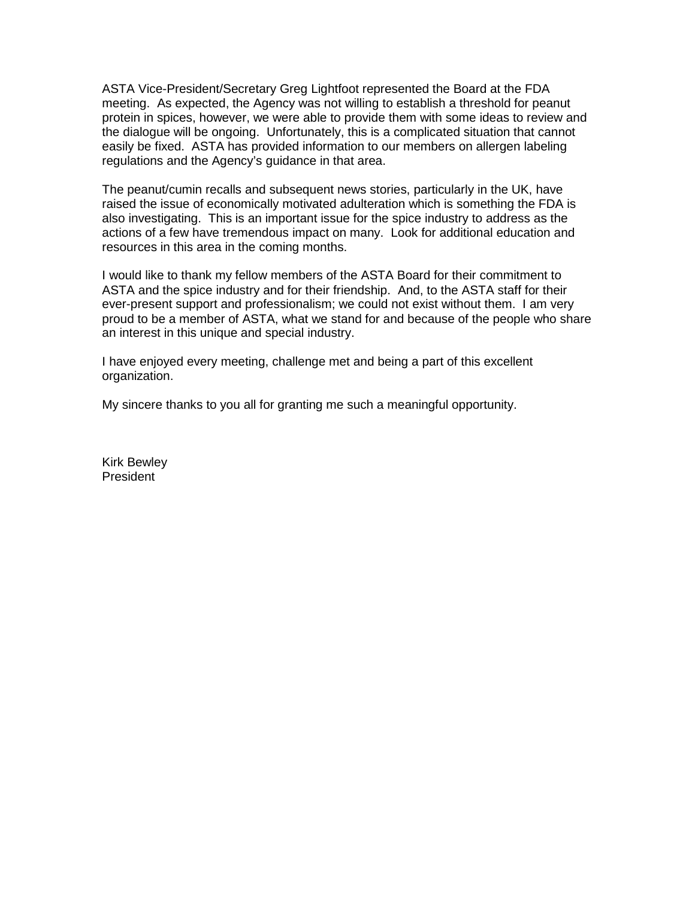ASTA Vice-President/Secretary Greg Lightfoot represented the Board at the FDA meeting. As expected, the Agency was not willing to establish a threshold for peanut protein in spices, however, we were able to provide them with some ideas to review and the dialogue will be ongoing. Unfortunately, this is a complicated situation that cannot easily be fixed. ASTA has provided information to our members on allergen labeling regulations and the Agency's guidance in that area.

The peanut/cumin recalls and subsequent news stories, particularly in the UK, have raised the issue of economically motivated adulteration which is something the FDA is also investigating. This is an important issue for the spice industry to address as the actions of a few have tremendous impact on many. Look for additional education and resources in this area in the coming months.

I would like to thank my fellow members of the ASTA Board for their commitment to ASTA and the spice industry and for their friendship. And, to the ASTA staff for their ever-present support and professionalism; we could not exist without them. I am very proud to be a member of ASTA, what we stand for and because of the people who share an interest in this unique and special industry.

I have enjoyed every meeting, challenge met and being a part of this excellent organization.

My sincere thanks to you all for granting me such a meaningful opportunity.

Kirk Bewley
President